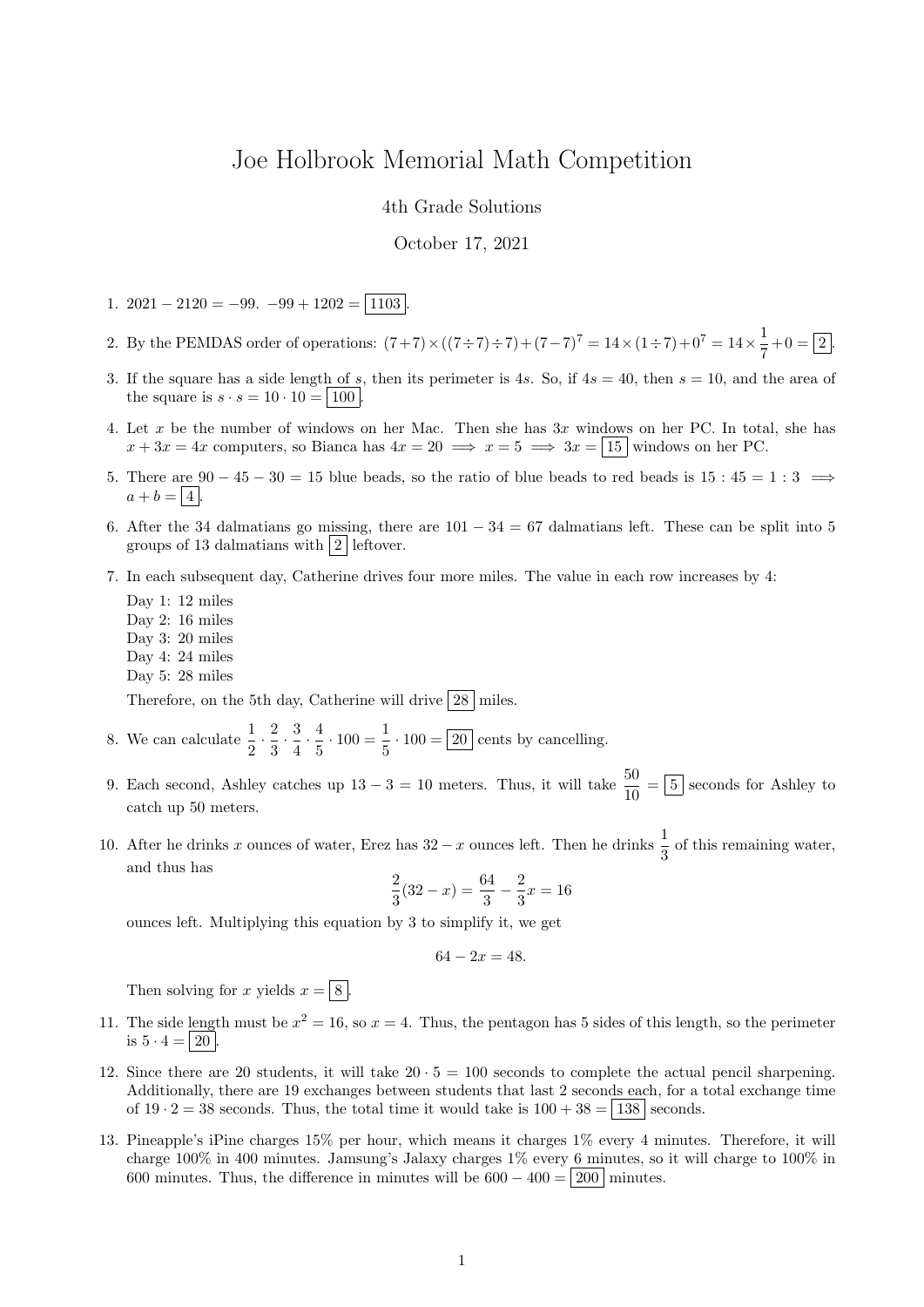# Joe Holbrook Memorial Math Competition

4th Grade Solutions

October 17, 2021

1. $2021 - 2120 = -99$. $-99 + 1202 = \boxed{1103}$.

2. By the PEMDAS order of operations: $(7+7) \times ((7 \div 7) \div 7) + (7-7)^7 = 14 \times (1 \div 7) + 0^7 = 14 \times \frac{1}{7} + 0 = \boxed{2}$.

3. If the square has a side length of $s$, then its perimeter is $4s$. So, if $4s = 40$, then $s = 10$, and the area of the square is $s \cdot s = 10 \cdot 10 = \boxed{100}$.

4. Let $x$ be the number of windows on her Mac. Then she has $3x$ windows on her PC. In total, she has $x + 3x = 4x$ computers, so Bianca has $4x = 20 \implies x = 5 \implies 3x = \boxed{15}$ windows on her PC.

5. There are $90 - 45 - 30 = 15$ blue beads, so the ratio of blue beads to red beads is $15 : 45 = 1 : 3 \implies a + b = \boxed{4}$.

6. After the 34 dalmatians go missing, there are $101 - 34 = 67$ dalmatians left. These can be split into 5 groups of 13 dalmatians with $\boxed{2}$ leftover.

7. In each subsequent day, Catherine drives four more miles. The value in each row increases by 4:

   Day 1: 12 miles
   Day 2: 16 miles
   Day 3: 20 miles
   Day 4: 24 miles
   Day 5: 28 miles

   Therefore, on the 5th day, Catherine will drive $\boxed{28}$ miles.

8. We can calculate $\frac{1}{2} \cdot \frac{2}{3} \cdot \frac{3}{4} \cdot \frac{4}{5} \cdot 100 = \frac{1}{5} \cdot 100 = \boxed{20}$ cents by cancelling.

9. Each second, Ashley catches up $13 - 3 = 10$ meters. Thus, it will take $\frac{50}{10} = \boxed{5}$ seconds for Ashley to catch up 50 meters.

10. After he drinks $x$ ounces of water, Erez has $32 - x$ ounces left. Then he drinks $\frac{1}{3}$ of this remaining water, and thus has

$$\frac{2}{3}(32 - x) = \frac{64}{3} - \frac{2}{3}x = 16$$

ounces left. Multiplying this equation by 3 to simplify it, we get

$$64 - 2x = 48.$$

Then solving for $x$ yields $x = \boxed{8}$.

11. The side length must be $x^2 = 16$, so $x = 4$. Thus, the pentagon has 5 sides of this length, so the perimeter is $5 \cdot 4 = \boxed{20}$.

12. Since there are 20 students, it will take $20 \cdot 5 = 100$ seconds to complete the actual pencil sharpening. Additionally, there are 19 exchanges between students that last 2 seconds each, for a total exchange time of $19 \cdot 2 = 38$ seconds. Thus, the total time it would take is $100 + 38 = \boxed{138}$ seconds.

13. Pineapple's iPine charges 15% per hour, which means it charges 1% every 4 minutes. Therefore, it will charge 100% in 400 minutes. Jamsung's Jalaxy charges 1% every 6 minutes, so it will charge to 100% in 600 minutes. Thus, the difference in minutes will be $600 - 400 = \boxed{200}$ minutes.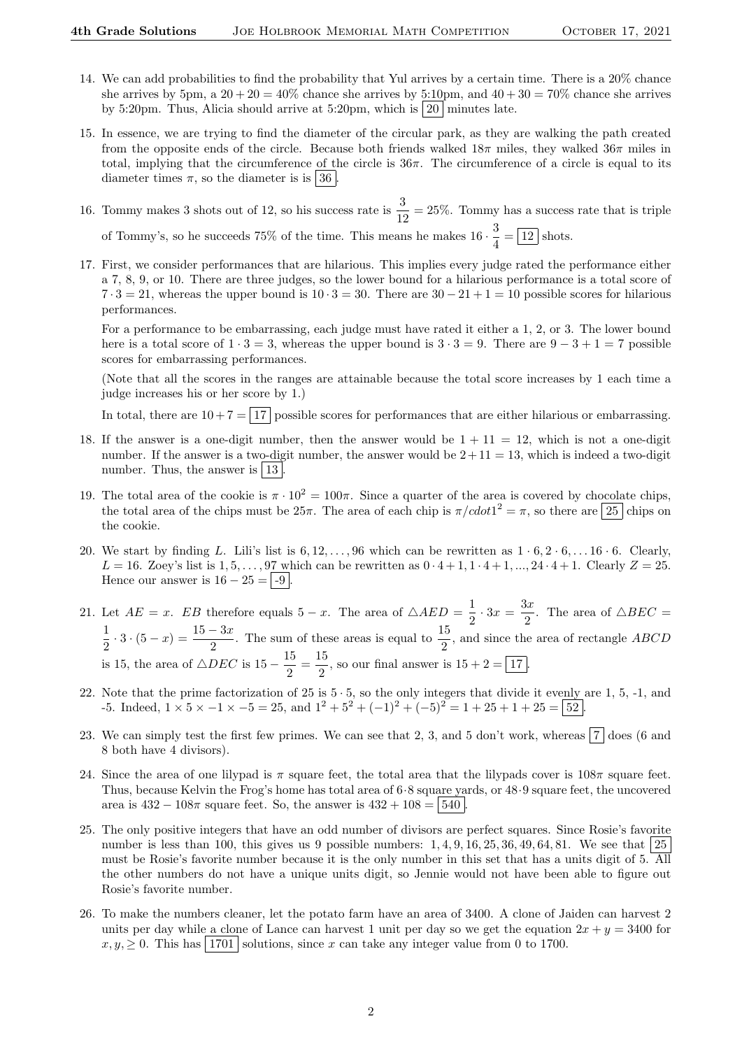14. We can add probabilities to find the probability that Yul arrives by a certain time. There is a 20% chance she arrives by 5pm, a $20 + 20 = 40\%$ chance she arrives by 5:10pm, and $40 + 30 = 70\%$ chance she arrives by 5:20pm. Thus, Alicia should arrive at 5:20pm, which is $\boxed{20}$ minutes late.

15. In essence, we are trying to find the diameter of the circular park, as they are walking the path created from the opposite ends of the circle. Because both friends walked $18\pi$ miles, they walked $36\pi$ miles in total, implying that the circumference of the circle is $36\pi$. The circumference of a circle is equal to its diameter times $\pi$, so the diameter is is $\boxed{36}$.

16. Tommy makes 3 shots out of 12, so his success rate is $\frac{3}{12} = 25\%$. Tommy has a success rate that is triple of Tommy's, so he succeeds 75% of the time. This means he makes $16 \cdot \frac{3}{4} = \boxed{12}$ shots.

17. First, we consider performances that are hilarious. This implies every judge rated the performance either a 7, 8, 9, or 10. There are three judges, so the lower bound for a hilarious performance is a total score of $7 \cdot 3 = 21$, whereas the upper bound is $10 \cdot 3 = 30$. There are $30 - 21 + 1 = 10$ possible scores for hilarious performances.

    For a performance to be embarrassing, each judge must have rated it either a 1, 2, or 3. The lower bound here is a total score of $1 \cdot 3 = 3$, whereas the upper bound is $3 \cdot 3 = 9$. There are $9 - 3 + 1 = 7$ possible scores for embarrassing performances.

    (Note that all the scores in the ranges are attainable because the total score increases by 1 each time a judge increases his or her score by 1.)

    In total, there are $10 + 7 = \boxed{17}$ possible scores for performances that are either hilarious or embarrassing.

18. If the answer is a one-digit number, then the answer would be $1 + 11 = 12$, which is not a one-digit number. If the answer is a two-digit number, the answer would be $2 + 11 = 13$, which is indeed a two-digit number. Thus, the answer is $\boxed{13}$.

19. The total area of the cookie is $\pi \cdot 10^2 = 100\pi$. Since a quarter of the area is covered by chocolate chips, the total area of the chips must be $25\pi$. The area of each chip is $\pi/cdot1^2 = \pi$, so there are $\boxed{25}$ chips on the cookie.

20. We start by finding $L$. Lili's list is $6, 12, \ldots, 96$ which can be rewritten as $1 \cdot 6, 2 \cdot 6, \ldots 16 \cdot 6$. Clearly, $L = 16$. Zoey's list is $1, 5, \ldots, 97$ which can be rewritten as $0 \cdot 4 + 1, 1 \cdot 4 + 1, ..., 24 \cdot 4 + 1$. Clearly $Z = 25$. Hence our answer is $16 - 25 = \boxed{-9}$.

21. Let $AE = x$. $EB$ therefore equals $5 - x$. The area of $\triangle AED = \frac{1}{2} \cdot 3x = \frac{3x}{2}$. The area of $\triangle BEC = \frac{1}{2} \cdot 3 \cdot (5 - x) = \frac{15 - 3x}{2}$. The sum of these areas is equal to $\frac{15}{2}$, and since the area of rectangle $ABCD$ is 15, the area of $\triangle DEC$ is $15 - \frac{15}{2} = \frac{15}{2}$, so our final answer is $15 + 2 = \boxed{17}$.

22. Note that the prime factorization of 25 is $5 \cdot 5$, so the only integers that divide it evenly are 1, 5, -1, and -5. Indeed, $1 \times 5 \times -1 \times -5 = 25$, and $1^2 + 5^2 + (-1)^2 + (-5)^2 = 1 + 25 + 1 + 25 = \boxed{52}$.

23. We can simply test the first few primes. We can see that 2, 3, and 5 don't work, whereas $\boxed{7}$ does (6 and 8 both have 4 divisors).

24. Since the area of one lilypad is $\pi$ square feet, the total area that the lilypads cover is $108\pi$ square feet. Thus, because Kelvin the Frog's home has total area of $6 \cdot 8$ square yards, or $48 \cdot 9$ square feet, the uncovered area is $432 - 108\pi$ square feet. So, the answer is $432 + 108 = \boxed{540}$.

25. The only positive integers that have an odd number of divisors are perfect squares. Since Rosie's favorite number is less than 100, this gives us 9 possible numbers: $1, 4, 9, 16, 25, 36, 49, 64, 81$. We see that $\boxed{25}$ must be Rosie's favorite number because it is the only number in this set that has a units digit of 5. All the other numbers do not have a unique units digit, so Jennie would not have been able to figure out Rosie's favorite number.

26. To make the numbers cleaner, let the potato farm have an area of 3400. A clone of Jaiden can harvest 2 units per day while a clone of Lance can harvest 1 unit per day so we get the equation $2x + y = 3400$ for $x, y, \geq 0$. This has $\boxed{1701}$ solutions, since $x$ can take any integer value from 0 to 1700.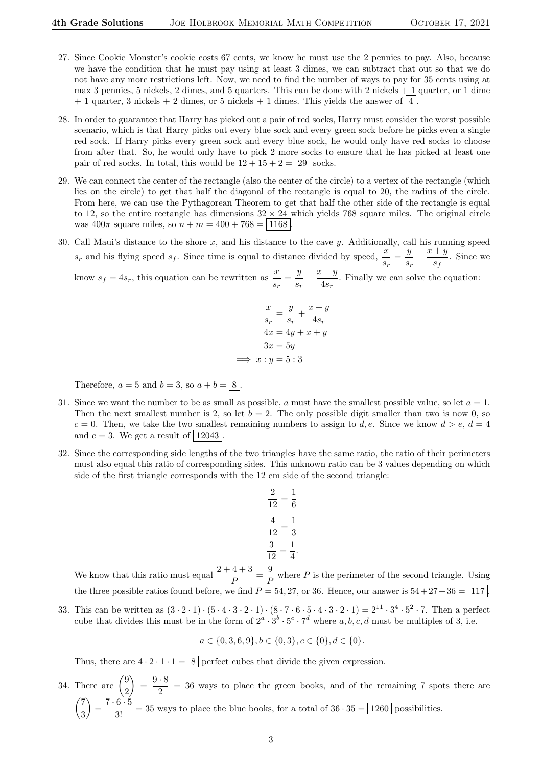27. Since Cookie Monster's cookie costs 67 cents, we know he must use the 2 pennies to pay. Also, because we have the condition that he must pay using at least 3 dimes, we can subtract that out so that we do not have any more restrictions left. Now, we need to find the number of ways to pay for 35 cents using at max 3 pennies, 5 nickels, 2 dimes, and 5 quarters. This can be done with 2 nickels + 1 quarter, or 1 dime + 1 quarter, 3 nickels + 2 dimes, or 5 nickels + 1 dimes. This yields the answer of $\boxed{4}$.

28. In order to guarantee that Harry has picked out a pair of red socks, Harry must consider the worst possible scenario, which is that Harry picks out every blue sock and every green sock before he picks even a single red sock. If Harry picks every green sock and every blue sock, he would only have red socks to choose from after that. So, he would only have to pick 2 more socks to ensure that he has picked at least one pair of red socks. In total, this would be $12 + 15 + 2 = \boxed{29}$ socks.

29. We can connect the center of the rectangle (also the center of the circle) to a vertex of the rectangle (which lies on the circle) to get that half the diagonal of the rectangle is equal to 20, the radius of the circle. From here, we can use the Pythagorean Theorem to get that half the other side of the rectangle is equal to 12, so the entire rectangle has dimensions $32 \times 24$ which yields 768 square miles. The original circle was $400\pi$ square miles, so $n + m = 400 + 768 = \boxed{1168}$.

30. Call Maui's distance to the shore $x$, and his distance to the cave $y$. Additionally, call his running speed $s_r$ and his flying speed $s_f$. Since time is equal to distance divided by speed, $\frac{x}{s_r} = \frac{y}{s_r} + \frac{x+y}{s_f}$. Since we know $s_f = 4s_r$, this equation can be rewritten as $\frac{x}{s_r} = \frac{y}{s_r} + \frac{x+y}{4s_r}$. Finally we can solve the equation:

$$\frac{x}{s_r} = \frac{y}{s_r} + \frac{x+y}{4s_r}$$
$$4x = 4y + x + y$$
$$3x = 5y$$
$$\implies x : y = 5 : 3$$

Therefore, $a = 5$ and $b = 3$, so $a + b = \boxed{8}$.

31. Since we want the number to be as small as possible, $a$ must have the smallest possible value, so let $a = 1$. Then the next smallest number is 2, so let $b = 2$. The only possible digit smaller than two is now 0, so $c = 0$. Then, we take the two smallest remaining numbers to assign to $d, e$. Since we know $d > e$, $d = 4$ and $e = 3$. We get a result of $\boxed{12043}$.

32. Since the corresponding side lengths of the two triangles have the same ratio, the ratio of their perimeters must also equal this ratio of corresponding sides. This unknown ratio can be 3 values depending on which side of the first triangle corresponds with the 12 cm side of the second triangle:

$$\frac{2}{12} = \frac{1}{6}$$
$$\frac{4}{12} = \frac{1}{3}$$
$$\frac{3}{12} = \frac{1}{4}.$$

We know that this ratio must equal $\frac{2+4+3}{P} = \frac{9}{P}$ where $P$ is the perimeter of the second triangle. Using the three possible ratios found before, we find $P = 54, 27,$ or $36$. Hence, our answer is $54 + 27 + 36 = \boxed{117}$.

33. This can be written as $(3 \cdot 2 \cdot 1) \cdot (5 \cdot 4 \cdot 3 \cdot 2 \cdot 1) \cdot (8 \cdot 7 \cdot 6 \cdot 5 \cdot 4 \cdot 3 \cdot 2 \cdot 1) = 2^{11} \cdot 3^4 \cdot 5^2 \cdot 7$. Then a perfect cube that divides this must be in the form of $2^a \cdot 3^b \cdot 5^c \cdot 7^d$ where $a, b, c, d$ must be multiples of 3, i.e.

$$a \in \{0, 3, 6, 9\}, b \in \{0, 3\}, c \in \{0\}, d \in \{0\}.$$

Thus, there are $4 \cdot 2 \cdot 1 \cdot 1 = \boxed{8}$ perfect cubes that divide the given expression.

34. There are $\binom{9}{2} = \frac{9 \cdot 8}{2} = 36$ ways to place the green books, and of the remaining 7 spots there are $\binom{7}{3} = \frac{7 \cdot 6 \cdot 5}{3!} = 35$ ways to place the blue books, for a total of $36 \cdot 35 = \boxed{1260}$ possibilities.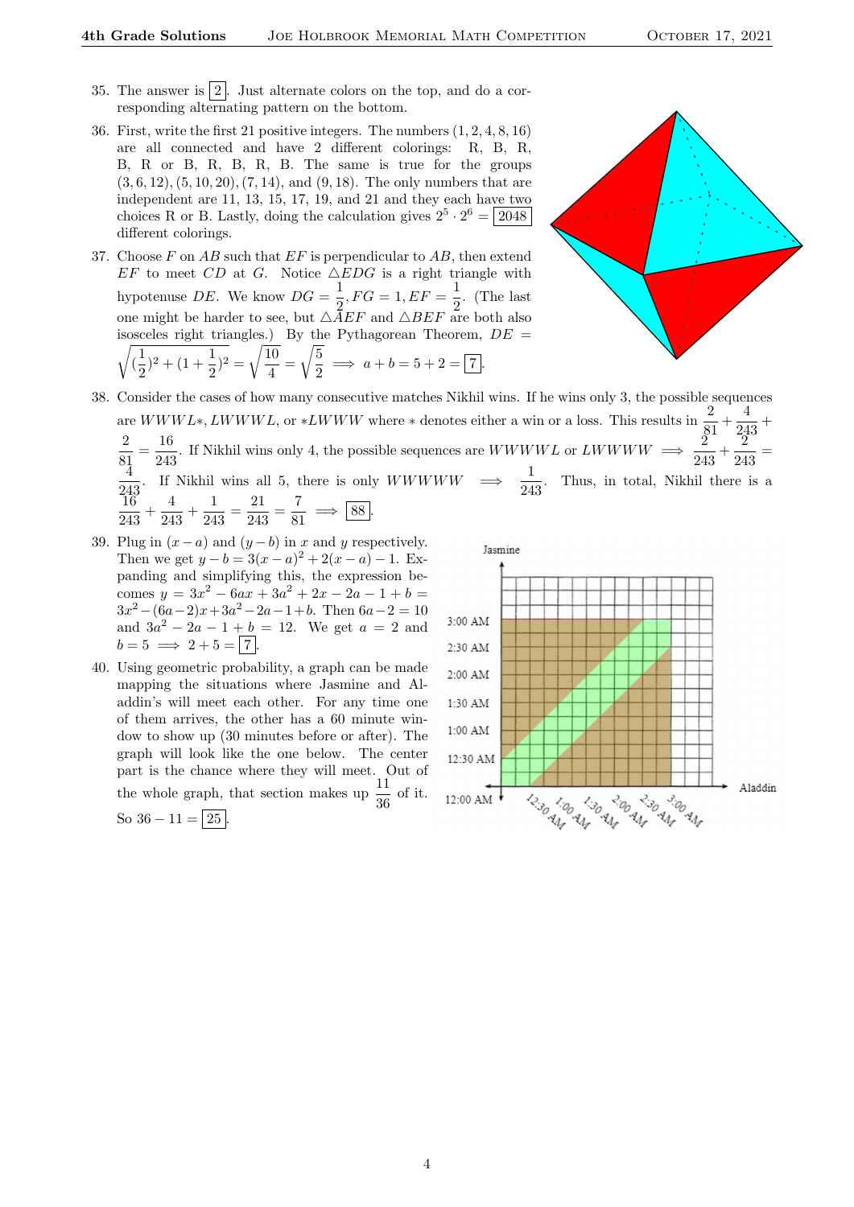35. The answer is $\boxed{2}$. Just alternate colors on the top, and do a corresponding alternating pattern on the bottom.

36. First, write the first 21 positive integers. The numbers $(1, 2, 4, 8, 16)$ are all connected and have 2 different colorings: R, B, R, B, R or B, R, B, R, B. The same is true for the groups $(3, 6, 12), (5, 10, 20), (7, 14)$, and $(9, 18)$. The only numbers that are independent are 11, 13, 15, 17, 19, and 21 and they each have two choices R or B. Lastly, doing the calculation gives $2^5 \cdot 2^6 = \boxed{2048}$ different colorings.

37. Choose $F$ on $AB$ such that $EF$ is perpendicular to $AB$, then extend $EF$ to meet $CD$ at $G$. Notice $\triangle EDG$ is a right triangle with hypotenuse $DE$. We know $DG = \frac{1}{2}, FG = 1, EF = \frac{1}{2}$. (The last one might be harder to see, but $\triangle AEF$ and $\triangle BEF$ are both also isosceles right triangles.) By the Pythagorean Theorem, $DE = \sqrt{(\frac{1}{2})^2 + (1 + \frac{1}{2})^2} = \sqrt{\frac{10}{4}} = \sqrt{\frac{5}{2}} \implies a + b = 5 + 2 = \boxed{7}$.

38. Consider the cases of how many consecutive matches Nikhil wins. If he wins only 3, the possible sequences are $WWWL*, LWWWL$, or $*LWWW$ where $*$ denotes either a win or a loss. This results in $\frac{2}{81} + \frac{4}{243} + \frac{2}{81} = \frac{16}{243}$. If Nikhil wins only 4, the possible sequences are $WWWWL$ or $LWWWW \implies \frac{2}{243} + \frac{2}{243} = \frac{4}{243}$. If Nikhil wins all 5, there is only $WWWWW \implies \frac{1}{243}$. Thus, in total, Nikhil there is a $\frac{16}{243} + \frac{4}{243} + \frac{1}{243} = \frac{21}{243} = \frac{7}{81} \implies \boxed{88}$.

39. Plug in $(x-a)$ and $(y-b)$ in $x$ and $y$ respectively. Then we get $y - b = 3(x-a)^2 + 2(x-a) - 1$. Expanding and simplifying this, the expression becomes $y = 3x^2 - 6ax + 3a^2 + 2x - 2a - 1 + b = 3x^2 - (6a-2)x + 3a^2 - 2a - 1 + b$. Then $6a - 2 = 10$ and $3a^2 - 2a - 1 + b = 12$. We get $a = 2$ and $b = 5 \implies 2 + 5 = \boxed{7}$.

40. Using geometric probability, a graph can be made mapping the situations where Jasmine and Aladdin's will meet each other. For any time one of them arrives, the other has a 60 minute window to show up (30 minutes before or after). The graph will look like the one below. The center part is the chance where they will meet. Out of the whole graph, that section makes up $\frac{11}{36}$ of it. So $36 - 11 = \boxed{25}$.

Jasmine
3:00 AM
2:30 AM
2:00 AM
1:30 AM
1:00 AM
12:30 AM
12:00 AM
12:30 AM
1:00 AM
1:30 AM
2:00 AM
2:30 AM
3:00 AM
Aladdin